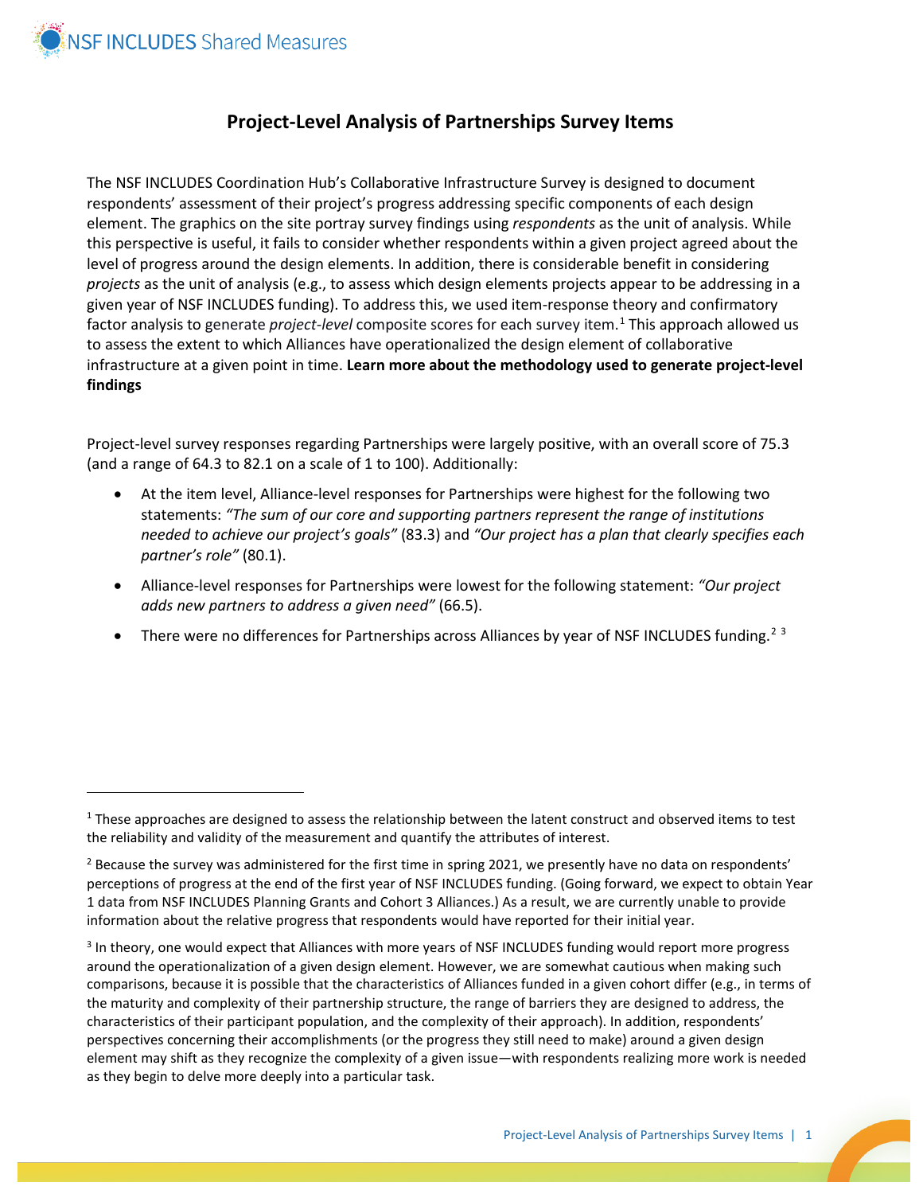# Project-Level Analysis of Partnerships Survey Items

The NSF INCLUDES Coordination Hub's Collaborative Infrastructure Survey is designed to document respondents' assessment of their project's progress addressing specific components of each design element. The graphics on the site portray survey findings using *respondents* as the unit of analysis. While this perspective is useful, it fails to consider whether respondents within a given project agreed about the level of progress around the design elements. In addition, there is considerable benefit in considering *projects* as the unit of analysis (e.g., to assess which design elements projects appear to be addressing in a given year of NSF INCLUDES funding). To address this, we used item-response theory and confirmatory factor analysis to generate *project-level* composite scores for each survey item.[1] This approach allowed us to assess the extent to which Alliances have operationalized the design element of collaborative infrastructure at a given point in time. **Learn more about the methodology used to generate project-level findings**

Project-level survey responses regarding Partnerships were largely positive, with an overall score of 75.3 (and a range of 64.3 to 82.1 on a scale of 1 to 100). Additionally:

- At the item level, Alliance-level responses for Partnerships were highest for the following two statements: *"The sum of our core and supporting partners represent the range of institutions needed to achieve our project's goals"* (83.3) and *"Our project has a plan that clearly specifies each partner's role"* (80.1).
- Alliance-level responses for Partnerships were lowest for the following statement: *"Our project adds new partners to address a given need"* (66.5).
- There were no differences for Partnerships across Alliances by year of NSF INCLUDES funding.[2] [3]

---

[1] These approaches are designed to assess the relationship between the latent construct and observed items to test the reliability and validity of the measurement and quantify the attributes of interest.

[2] Because the survey was administered for the first time in spring 2021, we presently have no data on respondents' perceptions of progress at the end of the first year of NSF INCLUDES funding. (Going forward, we expect to obtain Year 1 data from NSF INCLUDES Planning Grants and Cohort 3 Alliances.) As a result, we are currently unable to provide information about the relative progress that respondents would have reported for their initial year.

[3] In theory, one would expect that Alliances with more years of NSF INCLUDES funding would report more progress around the operationalization of a given design element. However, we are somewhat cautious when making such comparisons, because it is possible that the characteristics of Alliances funded in a given cohort differ (e.g., in terms of the maturity and complexity of their partnership structure, the range of barriers they are designed to address, the characteristics of their participant population, and the complexity of their approach). In addition, respondents' perspectives concerning their accomplishments (or the progress they still need to make) around a given design element may shift as they recognize the complexity of a given issue—with respondents realizing more work is needed as they begin to delve more deeply into a particular task.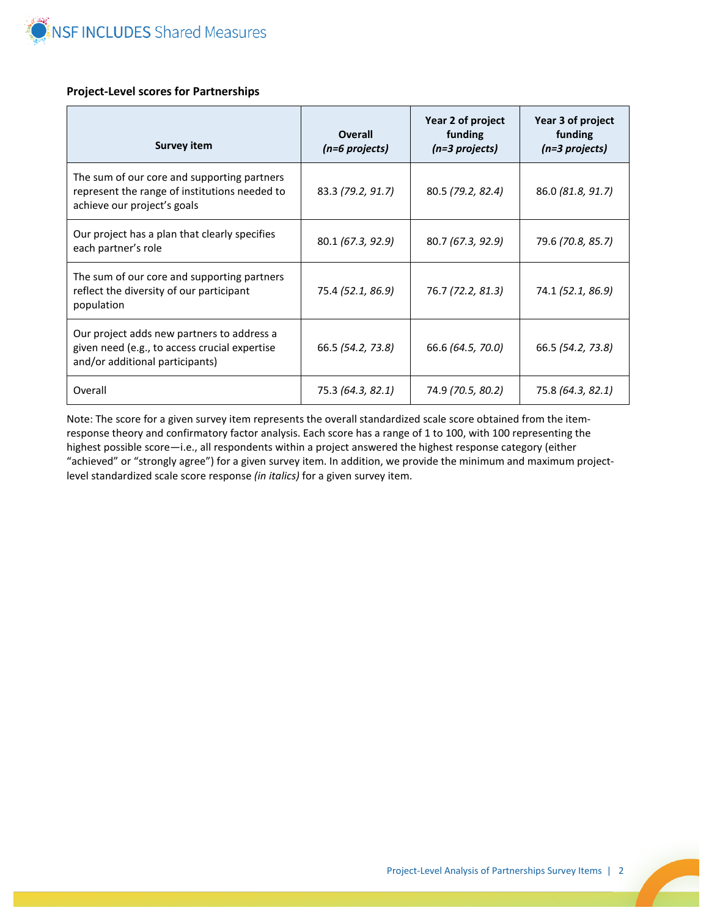**Project-Level scores for Partnerships**

| Survey item | Overall *(n=6 projects)* | Year 2 of project funding *(n=3 projects)* | Year 3 of project funding *(n=3 projects)* |
|---|---|---|---|
| The sum of our core and supporting partners represent the range of institutions needed to achieve our project's goals | 83.3 *(79.2, 91.7)* | 80.5 *(79.2, 82.4)* | 86.0 *(81.8, 91.7)* |
| Our project has a plan that clearly specifies each partner's role | 80.1 *(67.3, 92.9)* | 80.7 *(67.3, 92.9)* | 79.6 *(70.8, 85.7)* |
| The sum of our core and supporting partners reflect the diversity of our participant population | 75.4 *(52.1, 86.9)* | 76.7 *(72.2, 81.3)* | 74.1 *(52.1, 86.9)* |
| Our project adds new partners to address a given need (e.g., to access crucial expertise and/or additional participants) | 66.5 *(54.2, 73.8)* | 66.6 *(64.5, 70.0)* | 66.5 *(54.2, 73.8)* |
| Overall | 75.3 *(64.3, 82.1)* | 74.9 *(70.5, 80.2)* | 75.8 *(64.3, 82.1)* |

Note: The score for a given survey item represents the overall standardized scale score obtained from the item-response theory and confirmatory factor analysis. Each score has a range of 1 to 100, with 100 representing the highest possible score—i.e., all respondents within a project answered the highest response category (either "achieved" or "strongly agree") for a given survey item. In addition, we provide the minimum and maximum project-level standardized scale score response *(in italics)* for a given survey item.